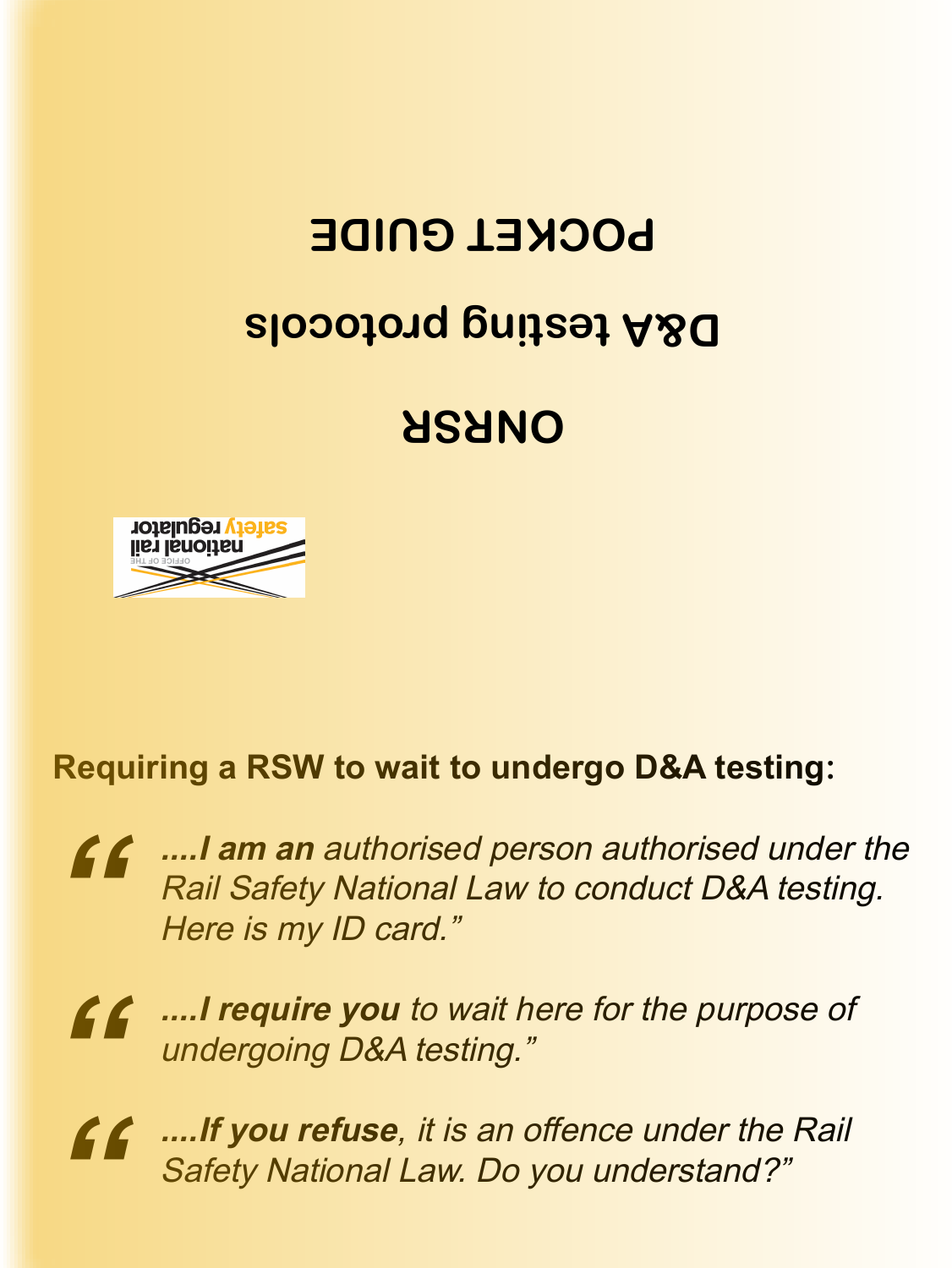# POCKET GUIDE

## D&A testing protocols

## ONRSR

OFFICE OF THE national rail safety regulator

### Requiring a RSW to wait to undergo D&A testing:

“ *....**I am an** authorised person authorised under the Rail Safety National Law to conduct D&A testing. Here is my ID card.”*

“ *....**I require you** to wait here for the purpose of undergoing D&A testing.”*

“ *....**If you refuse**, it is an offence under the Rail Safety National Law. Do you understand?”*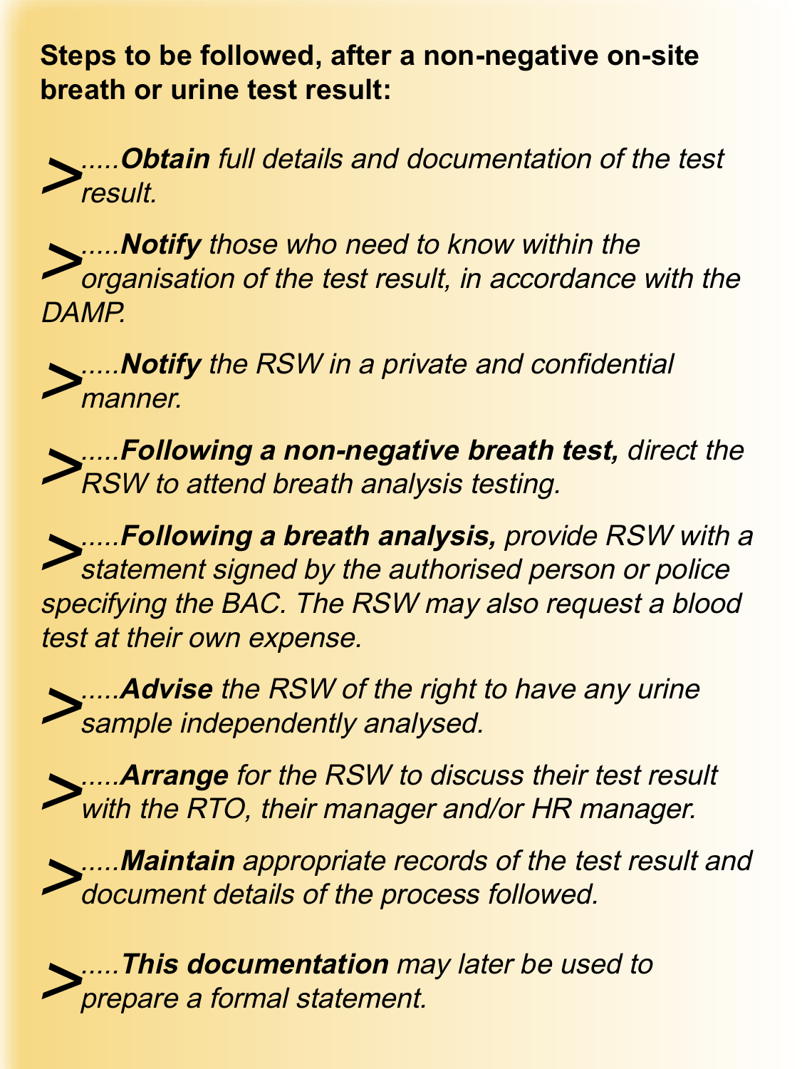**Steps to be followed, after a non-negative on-site breath or urine test result:**

- >.....***Obtain*** *full details and documentation of the test result.*
- >.....***Notify*** *those who need to know within the organisation of the test result, in accordance with the DAMP.*
- >.....***Notify*** *the RSW in a private and confidential manner.*
- >.....***Following a non-negative breath test,*** *direct the RSW to attend breath analysis testing.*
- >.....***Following a breath analysis,*** *provide RSW with a statement signed by the authorised person or police specifying the BAC. The RSW may also request a blood test at their own expense.*
- >.....***Advise*** *the RSW of the right to have any urine sample independently analysed.*
- >.....***Arrange*** *for the RSW to discuss their test result with the RTO, their manager and/or HR manager.*
- >.....***Maintain*** *appropriate records of the test result and document details of the process followed.*
- >.....***This documentation*** *may later be used to prepare a formal statement.*